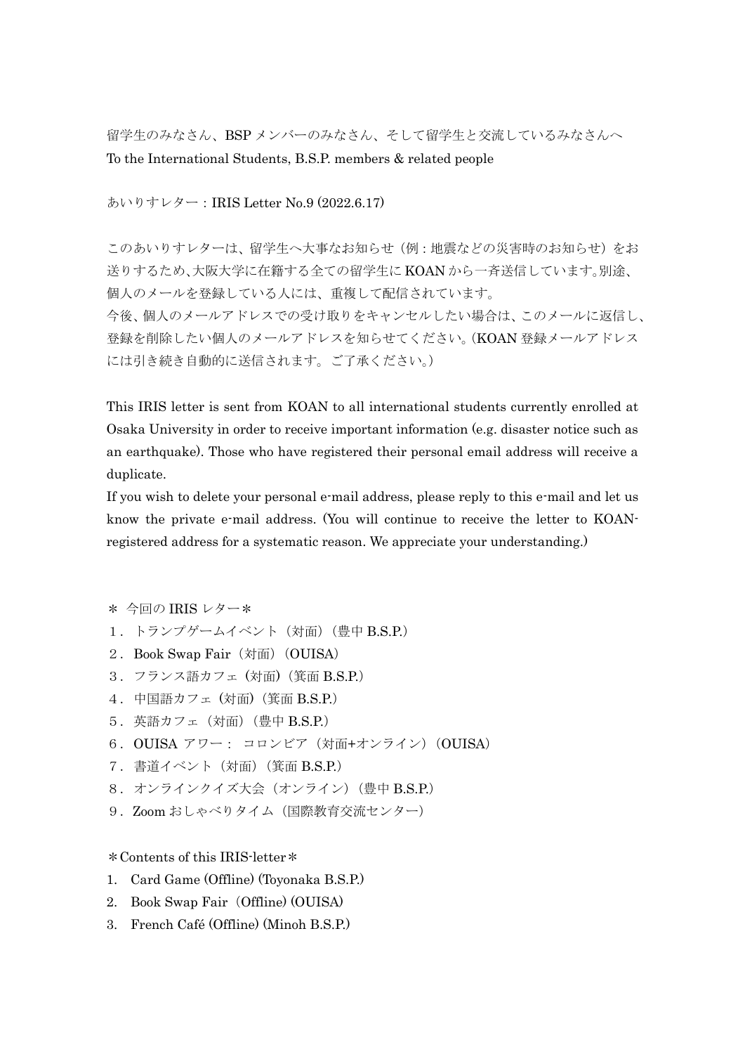留学生のみなさん、BSP メンバーのみなさん、そして留学生と交流しているみなさんへ
To the International Students, B.S.P. members & related people

あいりすレター：IRIS Letter No.9 (2022.6.17)

このあいりすレターは、留学生へ大事なお知らせ（例：地震などの災害時のお知らせ）をお送りするため、大阪大学に在籍する全ての留学生に KOAN から一斉送信しています。別途、個人のメールを登録している人には、重複して配信されています。
今後、個人のメールアドレスでの受け取りをキャンセルしたい場合は、このメールに返信し、登録を削除したい個人のメールアドレスを知らせてください。(KOAN 登録メールアドレスには引き続き自動的に送信されます。ご了承ください。)

This IRIS letter is sent from KOAN to all international students currently enrolled at Osaka University in order to receive important information (e.g. disaster notice such as an earthquake). Those who have registered their personal email address will receive a duplicate.
If you wish to delete your personal e-mail address, please reply to this e-mail and let us know the private e-mail address. (You will continue to receive the letter to KOAN-registered address for a systematic reason. We appreciate your understanding.)

＊ 今回の IRIS レター＊

１．トランプゲームイベント（対面）（豊中 B.S.P.）
２．Book Swap Fair（対面）（OUISA）
３．フランス語カフェ（対面）（箕面 B.S.P.）
４．中国語カフェ（対面）（箕面 B.S.P.）
５．英語カフェ（対面）（豊中 B.S.P.）
６．OUISA アワー： コロンビア（対面+オンライン）（OUISA）
７．書道イベント（対面）（箕面 B.S.P.）
８．オンラインクイズ大会（オンライン）（豊中 B.S.P.）
９．Zoom おしゃべりタイム（国際教育交流センター）

＊Contents of this IRIS-letter＊

1. Card Game (Offline) (Toyonaka B.S.P.)
2. Book Swap Fair（Offline) (OUISA)
3. French Café (Offline) (Minoh B.S.P.)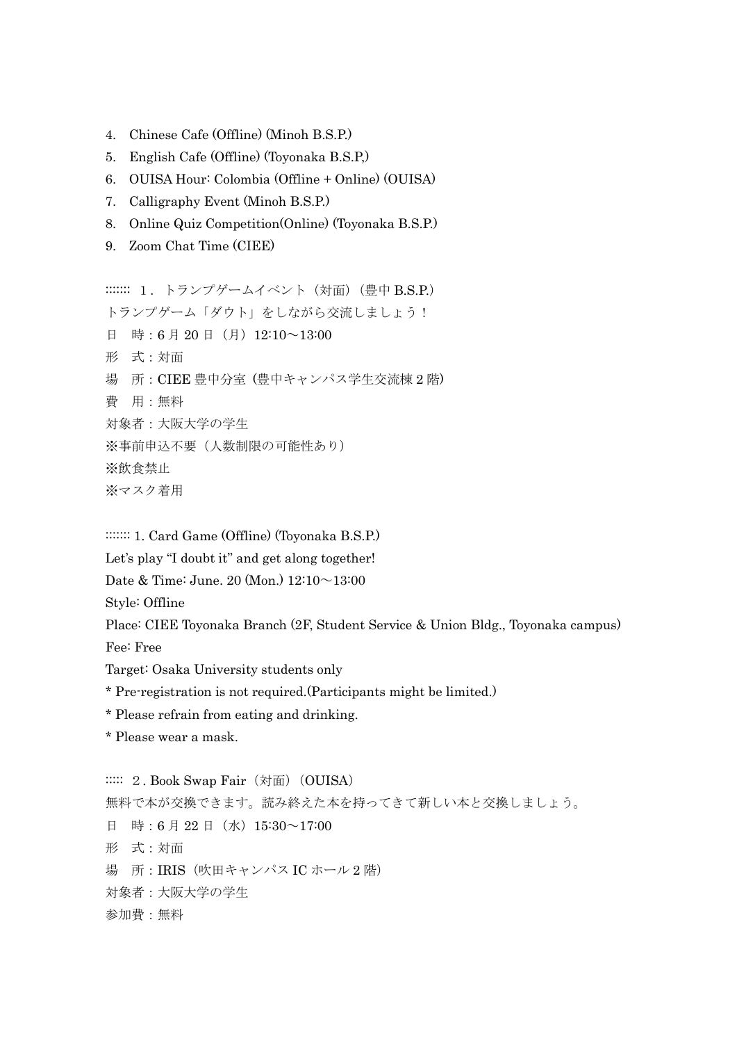4. Chinese Cafe (Offline) (Minoh B.S.P.)
5. English Cafe (Offline) (Toyonaka B.S.P,)
6. OUISA Hour: Colombia (Offline + Online) (OUISA)
7. Calligraphy Event (Minoh B.S.P.)
8. Online Quiz Competition(Online) (Toyonaka B.S.P.)
9. Zoom Chat Time (CIEE)

::::::: １．トランプゲームイベント（対面）（豊中 B.S.P.）

トランプゲーム「ダウト」をしながら交流しましょう！

日　時：6 月 20 日（月）12:10～13:00

形　式：対面

場　所：CIEE 豊中分室（豊中キャンパス学生交流棟 2 階）

費　用：無料

対象者：大阪大学の学生

※事前申込不要（人数制限の可能性あり）

※飲食禁止

※マスク着用

::::::: 1. Card Game (Offline) (Toyonaka B.S.P.)

Let's play "I doubt it" and get along together!

Date & Time: June. 20 (Mon.) 12:10～13:00

Style: Offline

Place: CIEE Toyonaka Branch (2F, Student Service & Union Bldg., Toyonaka campus)

Fee: Free

Target: Osaka University students only

* Pre-registration is not required.(Participants might be limited.)

* Please refrain from eating and drinking.

* Please wear a mask.

::::: ２. Book Swap Fair（対面）（OUISA）

無料で本が交換できます。読み終えた本を持ってきて新しい本と交換しましょう。

日　時：6 月 22 日（水）15:30～17:00

形　式：対面

場　所：IRIS（吹田キャンパス IC ホール 2 階）

対象者：大阪大学の学生

参加費：無料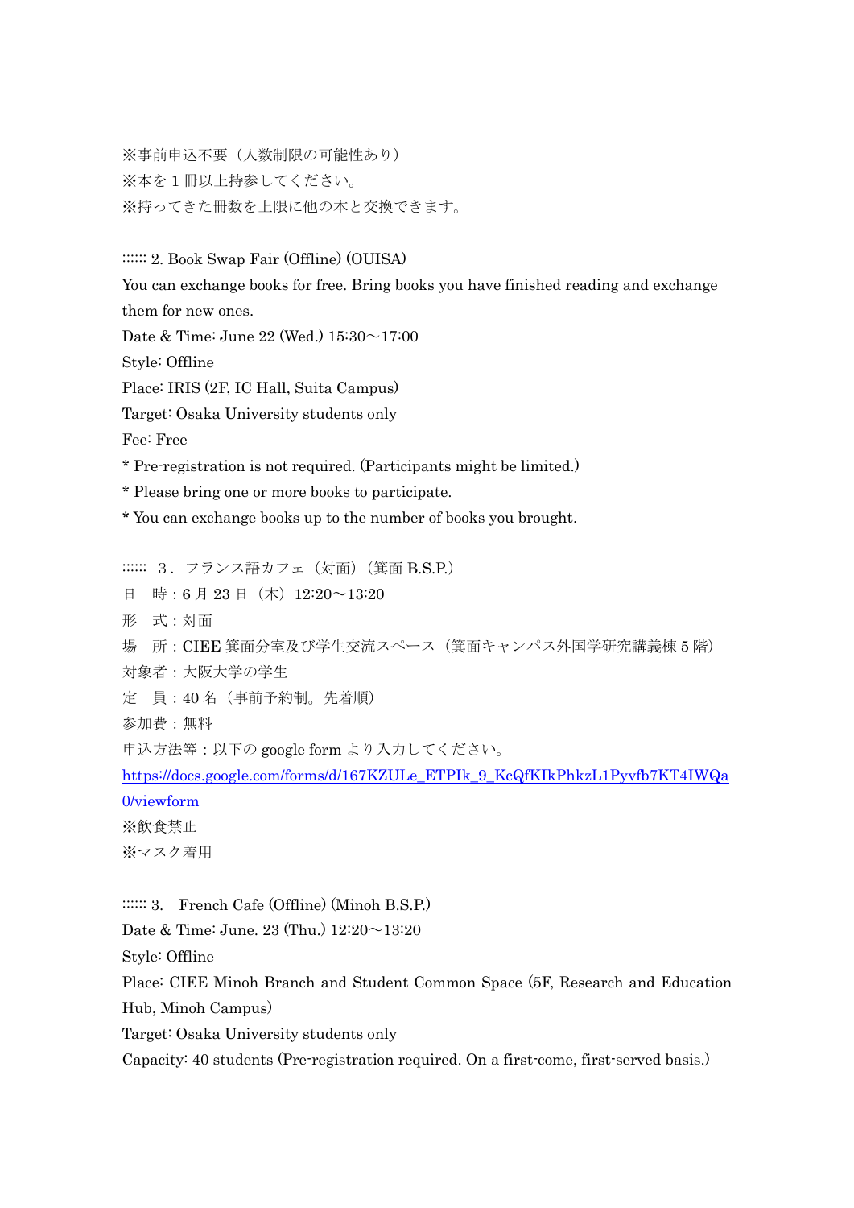※事前申込不要（人数制限の可能性あり）
※本を 1 冊以上持参してください。
※持ってきた冊数を上限に他の本と交換できます。

:::::: 2. Book Swap Fair (Offline) (OUISA)

You can exchange books for free. Bring books you have finished reading and exchange them for new ones.

Date & Time: June 22 (Wed.) 15:30～17:00
Style: Offline
Place: IRIS (2F, IC Hall, Suita Campus)
Target: Osaka University students only
Fee: Free
* Pre-registration is not required. (Participants might be limited.)
* Please bring one or more books to participate.
* You can exchange books up to the number of books you brought.

:::::: 3．フランス語カフェ（対面）（箕面 B.S.P.）

日　時：6 月 23 日（木）12:20～13:20
形　式：対面
場　所：CIEE 箕面分室及び学生交流スペース（箕面キャンパス外国学研究講義棟 5 階）
対象者：大阪大学の学生
定　員：40 名（事前予約制。先着順）
参加費：無料
申込方法等：以下の google form より入力してください。
https://docs.google.com/forms/d/167KZULe_ETPIk_9_KcQfKIkPhkzL1Pyvfb7KT4IWQa0/viewform
※飲食禁止
※マスク着用

:::::: 3.　French Cafe (Offline) (Minoh B.S.P.)

Date & Time: June. 23 (Thu.) 12:20～13:20
Style: Offline
Place: CIEE Minoh Branch and Student Common Space (5F, Research and Education Hub, Minoh Campus)
Target: Osaka University students only
Capacity: 40 students (Pre-registration required. On a first-come, first-served basis.)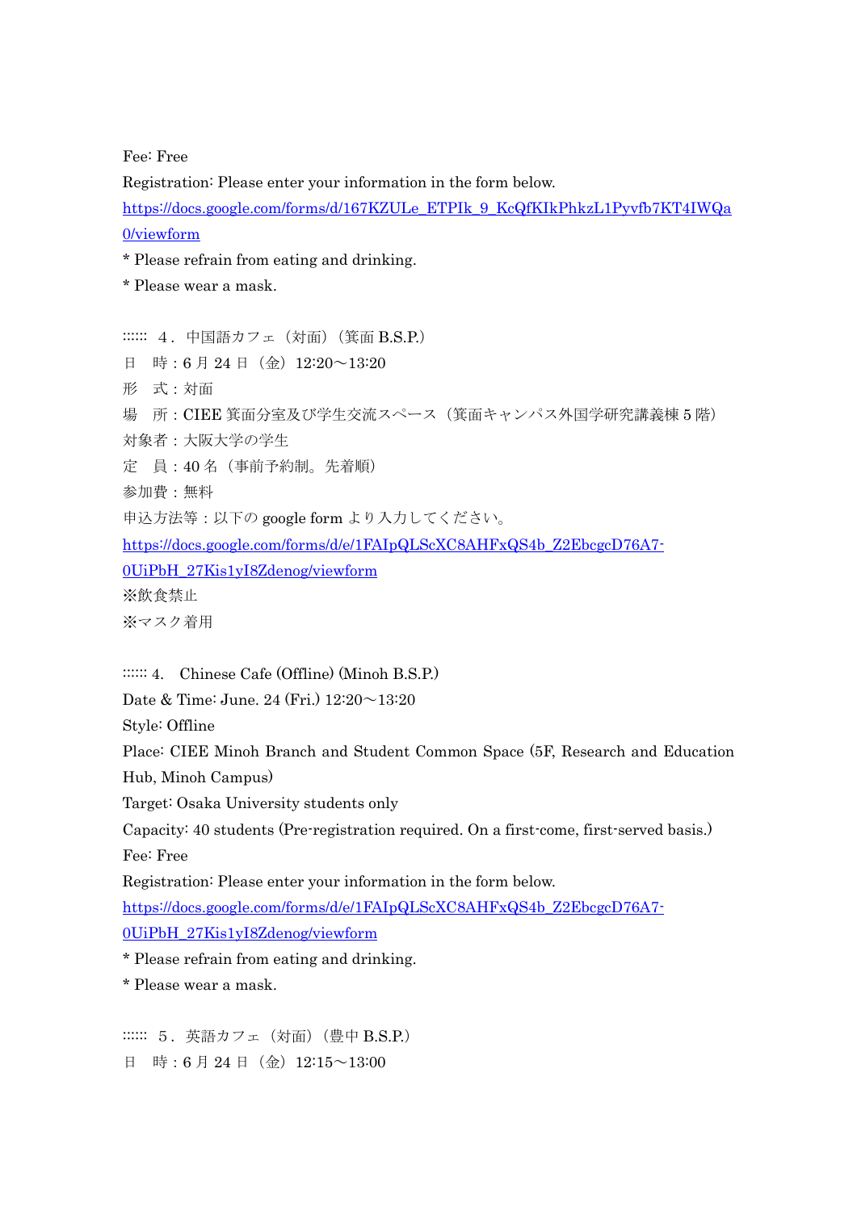Fee: Free

Registration: Please enter your information in the form below.

https://docs.google.com/forms/d/167KZULe_ETPIk_9_KcQfKIkPhkzL1Pyvfb7KT4IWQa0/viewform

* Please refrain from eating and drinking.

* Please wear a mask.

:::::: ４．中国語カフェ（対面）（箕面 B.S.P.）

日　時：6 月 24 日（金）12:20〜13:20

形　式：対面

場　所：CIEE 箕面分室及び学生交流スペース（箕面キャンパス外国学研究講義棟 5 階）

対象者：大阪大学の学生

定　員：40 名（事前予約制。先着順）

参加費：無料

申込方法等：以下の google form より入力してください。

https://docs.google.com/forms/d/e/1FAIpQLScXC8AHFxQS4b_Z2EbcgcD76A7-0UiPbH_27Kis1yI8Zdenog/viewform

※飲食禁止

※マスク着用

:::::: 4.　Chinese Cafe (Offline) (Minoh B.S.P.)

Date & Time: June. 24 (Fri.) 12:20〜13:20

Style: Offline

Place: CIEE Minoh Branch and Student Common Space (5F, Research and Education Hub, Minoh Campus)

Target: Osaka University students only

Capacity: 40 students (Pre-registration required. On a first-come, first-served basis.)

Fee: Free

Registration: Please enter your information in the form below.

https://docs.google.com/forms/d/e/1FAIpQLScXC8AHFxQS4b_Z2EbcgcD76A7-0UiPbH_27Kis1yI8Zdenog/viewform

* Please refrain from eating and drinking.

* Please wear a mask.

:::::: ５．英語カフェ（対面）（豊中 B.S.P.）

日　時：6 月 24 日（金）12:15〜13:00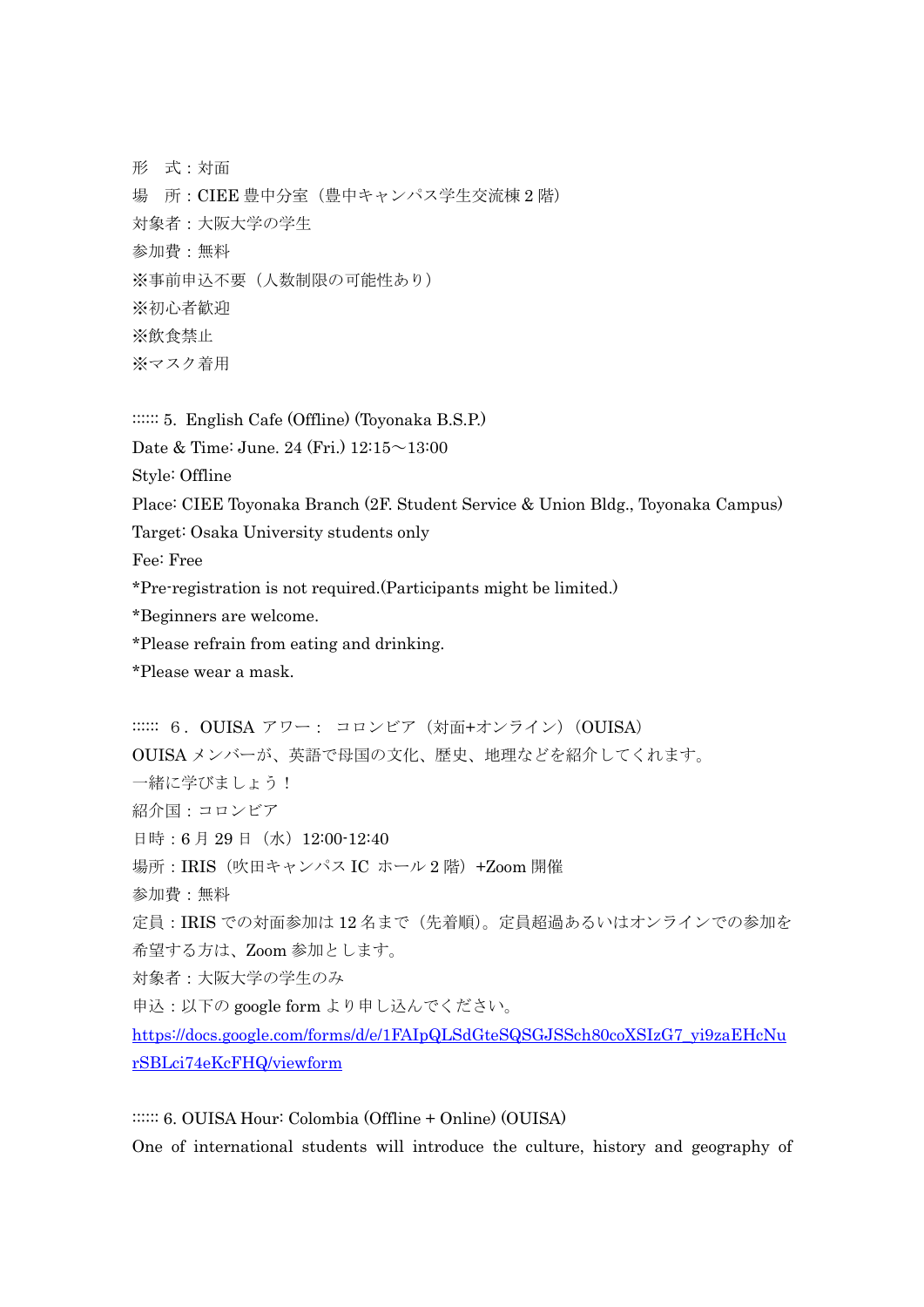形　式：対面

場　所：CIEE 豊中分室（豊中キャンパス学生交流棟 2 階）

対象者：大阪大学の学生

参加費：無料

※事前申込不要（人数制限の可能性あり）

※初心者歓迎

※飲食禁止

※マスク着用

:::::: 5. English Cafe (Offline) (Toyonaka B.S.P.)

Date & Time: June. 24 (Fri.) 12:15～13:00

Style: Offline

Place: CIEE Toyonaka Branch (2F. Student Service & Union Bldg., Toyonaka Campus)

Target: Osaka University students only

Fee: Free

*Pre-registration is not required.(Participants might be limited.)

*Beginners are welcome.

*Please refrain from eating and drinking.

*Please wear a mask.

:::::: ６．OUISA アワー： コロンビア（対面+オンライン）（OUISA）

OUISA メンバーが、英語で母国の文化、歴史、地理などを紹介してくれます。

一緒に学びましょう！

紹介国：コロンビア

日時：6 月 29 日（水）12:00-12:40

場所：IRIS（吹田キャンパス IC ホール 2 階）+Zoom 開催

参加費：無料

定員：IRIS での対面参加は 12 名まで（先着順）。定員超過あるいはオンラインでの参加を希望する方は、Zoom 参加とします。

対象者：大阪大学の学生のみ

申込：以下の google form より申し込んでください。

https://docs.google.com/forms/d/e/1FAIpQLSdGteSQSGJSSch80coXSIzG7_yi9zaEHcNurSBLci74eKcFHQ/viewform

:::::: 6. OUISA Hour: Colombia (Offline + Online) (OUISA)

One of international students will introduce the culture, history and geography of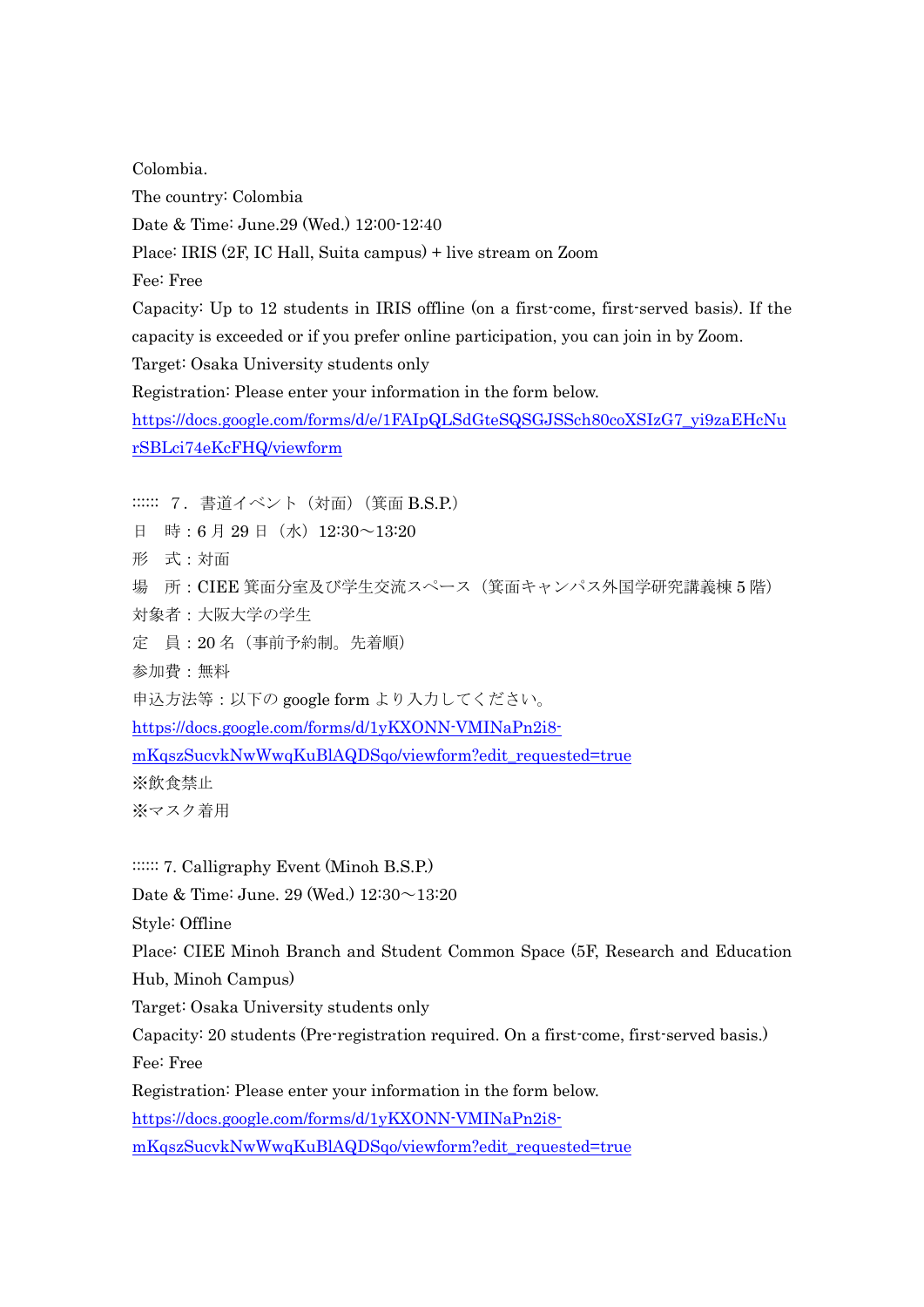Colombia.

The country: Colombia

Date & Time: June.29 (Wed.) 12:00-12:40

Place: IRIS (2F, IC Hall, Suita campus) + live stream on Zoom

Fee: Free

Capacity: Up to 12 students in IRIS offline (on a first-come, first-served basis). If the capacity is exceeded or if you prefer online participation, you can join in by Zoom.

Target: Osaka University students only

Registration: Please enter your information in the form below.

https://docs.google.com/forms/d/e/1FAIpQLSdGteSQSGJSSch80coXSIzG7_yi9zaEHcNurSBLci74eKcFHQ/viewform

:::::: ７．書道イベント（対面）（箕面 B.S.P.）

日　時：6 月 29 日（水）12:30～13:20

形　式：対面

場　所：CIEE 箕面分室及び学生交流スペース（箕面キャンパス外国学研究講義棟 5 階）

対象者：大阪大学の学生

定　員：20 名（事前予約制。先着順）

参加費：無料

申込方法等：以下の google form より入力してください。

https://docs.google.com/forms/d/1yKXONN-VMINaPn2i8-mKqszSucvkNwWwqKuBlAQDSqo/viewform?edit_requested=true

※飲食禁止

※マスク着用

:::::: 7. Calligraphy Event (Minoh B.S.P.)

Date & Time: June. 29 (Wed.) 12:30～13:20

Style: Offline

Place: CIEE Minoh Branch and Student Common Space (5F, Research and Education Hub, Minoh Campus)

Target: Osaka University students only

Capacity: 20 students (Pre-registration required. On a first-come, first-served basis.)

Fee: Free

Registration: Please enter your information in the form below.

https://docs.google.com/forms/d/1yKXONN-VMINaPn2i8-mKqszSucvkNwWwqKuBlAQDSqo/viewform?edit_requested=true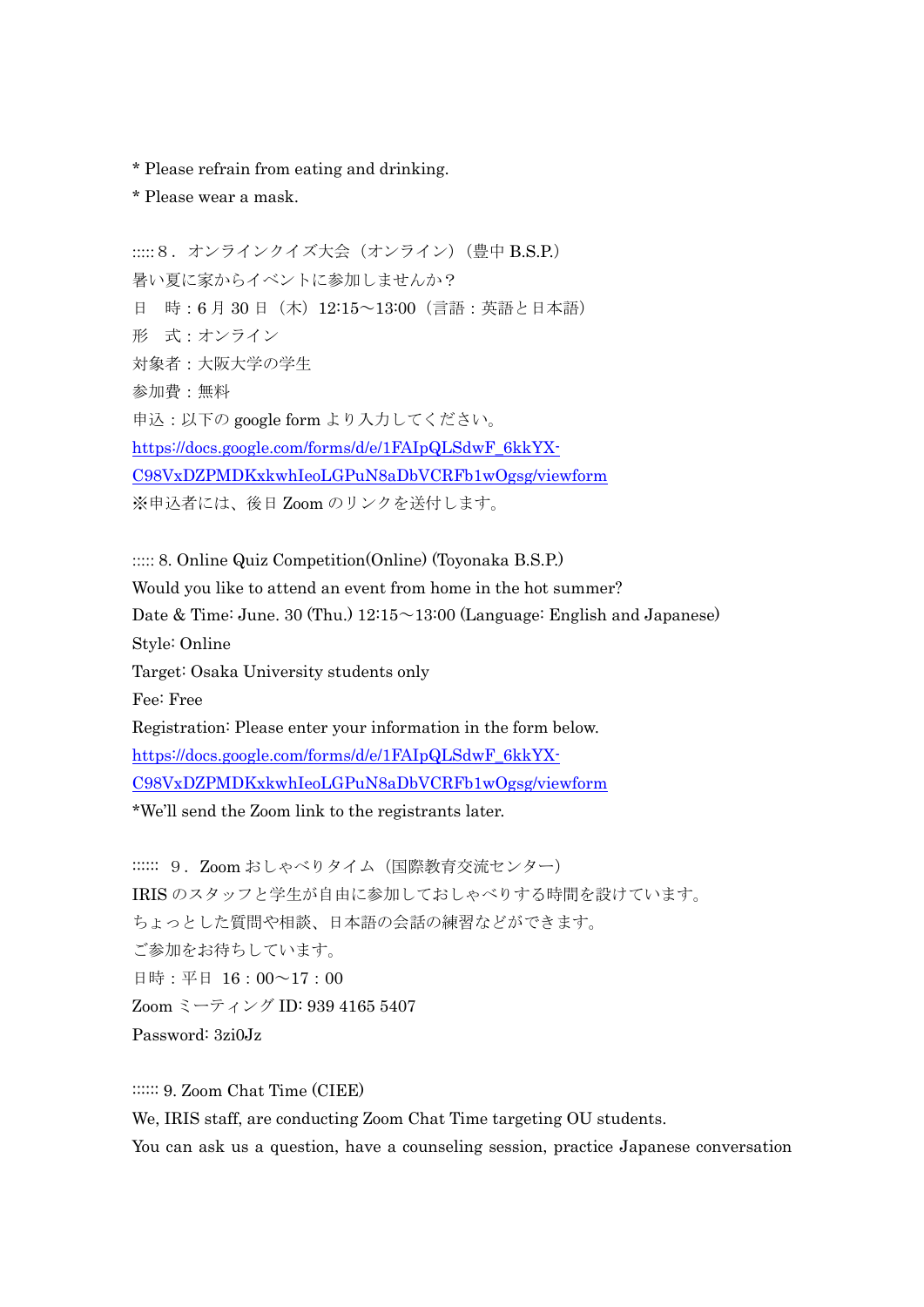* Please refrain from eating and drinking.

* Please wear a mask.

:::::８．オンラインクイズ大会（オンライン）（豊中 B.S.P.）

暑い夏に家からイベントに参加しませんか？

日　時：6 月 30 日（木）12:15～13:00（言語：英語と日本語）

形　式：オンライン

対象者：大阪大学の学生

参加費：無料

申込：以下の google form より入力してください。

https://docs.google.com/forms/d/e/1FAIpQLSdwF_6kkYX-C98VxDZPMDKxkwhIeoLGPuN8aDbVCRFb1wOgsg/viewform

※申込者には、後日 Zoom のリンクを送付します。

::::: 8. Online Quiz Competition(Online) (Toyonaka B.S.P.)

Would you like to attend an event from home in the hot summer?

Date & Time: June. 30 (Thu.) 12:15～13:00 (Language: English and Japanese)

Style: Online

Target: Osaka University students only

Fee: Free

Registration: Please enter your information in the form below.

https://docs.google.com/forms/d/e/1FAIpQLSdwF_6kkYX-C98VxDZPMDKxkwhIeoLGPuN8aDbVCRFb1wOgsg/viewform

*We'll send the Zoom link to the registrants later.

::::::　９．Zoom おしゃべりタイム（国際教育交流センター）

IRIS のスタッフと学生が自由に参加しておしゃべりする時間を設けています。

ちょっとした質問や相談、日本語の会話の練習などができます。

ご参加をお待ちしています。

日時：平日　16：00～17：00

Zoom ミーティング ID: 939 4165 5407

Password: 3zi0Jz

:::::: 9. Zoom Chat Time (CIEE)

We, IRIS staff, are conducting Zoom Chat Time targeting OU students.

You can ask us a question, have a counseling session, practice Japanese conversation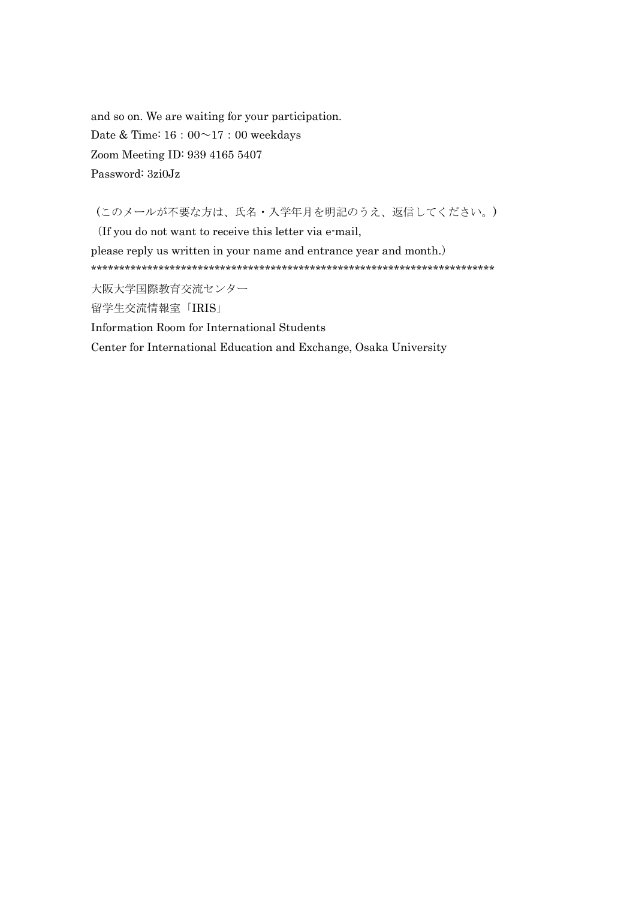and so on. We are waiting for your participation.

Date & Time: 16：00～17：00 weekdays

Zoom Meeting ID: 939 4165 5407

Password: 3zi0Jz

（このメールが不要な方は、氏名・入学年月を明記のうえ、返信してください。）

（If you do not want to receive this letter via e-mail,

please reply us written in your name and entrance year and month.）

************************************************************************

大阪大学国際教育交流センター

留学生交流情報室「IRIS」

Information Room for International Students

Center for International Education and Exchange, Osaka University